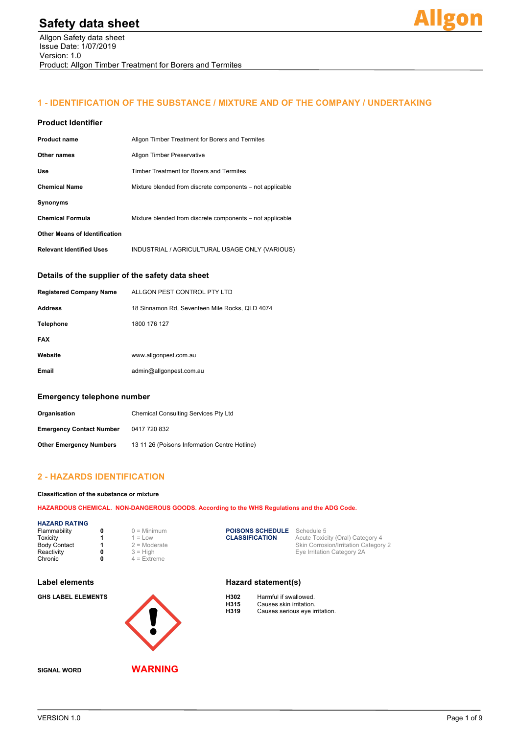# Safety data sheet

Allgon Safety data sheet
Issue Date: 1/07/2019
Version: 1.0
Product: Allgon Timber Treatment for Borers and Termites

## 1 - IDENTIFICATION OF THE SUBSTANCE / MIXTURE AND OF THE COMPANY / UNDERTAKING

### Product Identifier

| | |
|---|---|
| **Product name** | Allgon Timber Treatment for Borers and Termites |
| **Other names** | Allgon Timber Preservative |
| **Use** | Timber Treatment for Borers and Termites |
| **Chemical Name** | Mixture blended from discrete components – not applicable |
| **Synonyms** | |
| **Chemical Formula** | Mixture blended from discrete components – not applicable |
| **Other Means of Identification** | |
| **Relevant Identified Uses** | INDUSTRIAL / AGRICULTURAL USAGE ONLY (VARIOUS) |

### Details of the supplier of the safety data sheet

| | |
|---|---|
| **Registered Company Name** | ALLGON PEST CONTROL PTY LTD |
| **Address** | 18 Sinnamon Rd, Seventeen Mile Rocks, QLD 4074 |
| **Telephone** | 1800 176 127 |
| **FAX** | |
| **Website** | www.allgonpest.com.au |
| **Email** | admin@allgonpest.com.au |

### Emergency telephone number

| | |
|---|---|
| **Organisation** | Chemical Consulting Services Pty Ltd |
| **Emergency Contact Number** | 0417 720 832 |
| **Other Emergency Numbers** | 13 11 26 (Poisons Information Centre Hotline) |

## 2 - HAZARDS IDENTIFICATION

**Classification of the substance or mixture**

**HAZARDOUS CHEMICAL. NON-DANGEROUS GOODS. According to the WHS Regulations and the ADG Code.**

**HAZARD RATING**

| | | |
|---|---|---|
| Flammability | 0 | 0 = Minimum |
| Toxicity | 1 | 1 = Low |
| Body Contact | 1 | 2 = Moderate |
| Reactivity | 0 | 3 = High |
| Chronic | 0 | 4 = Extreme |

**POISONS SCHEDULE** Schedule 5

**CLASSIFICATION**
Acute Toxicity (Oral) Category 4
Skin Corrosion/Irritation Category 2
Eye Irritation Category 2A

### Label elements

**GHS LABEL ELEMENTS**

**SIGNAL WORD** **WARNING**

### Hazard statement(s)

| | |
|---|---|
| **H302** | Harmful if swallowed. |
| **H315** | Causes skin irritation. |
| **H319** | Causes serious eye irritation. |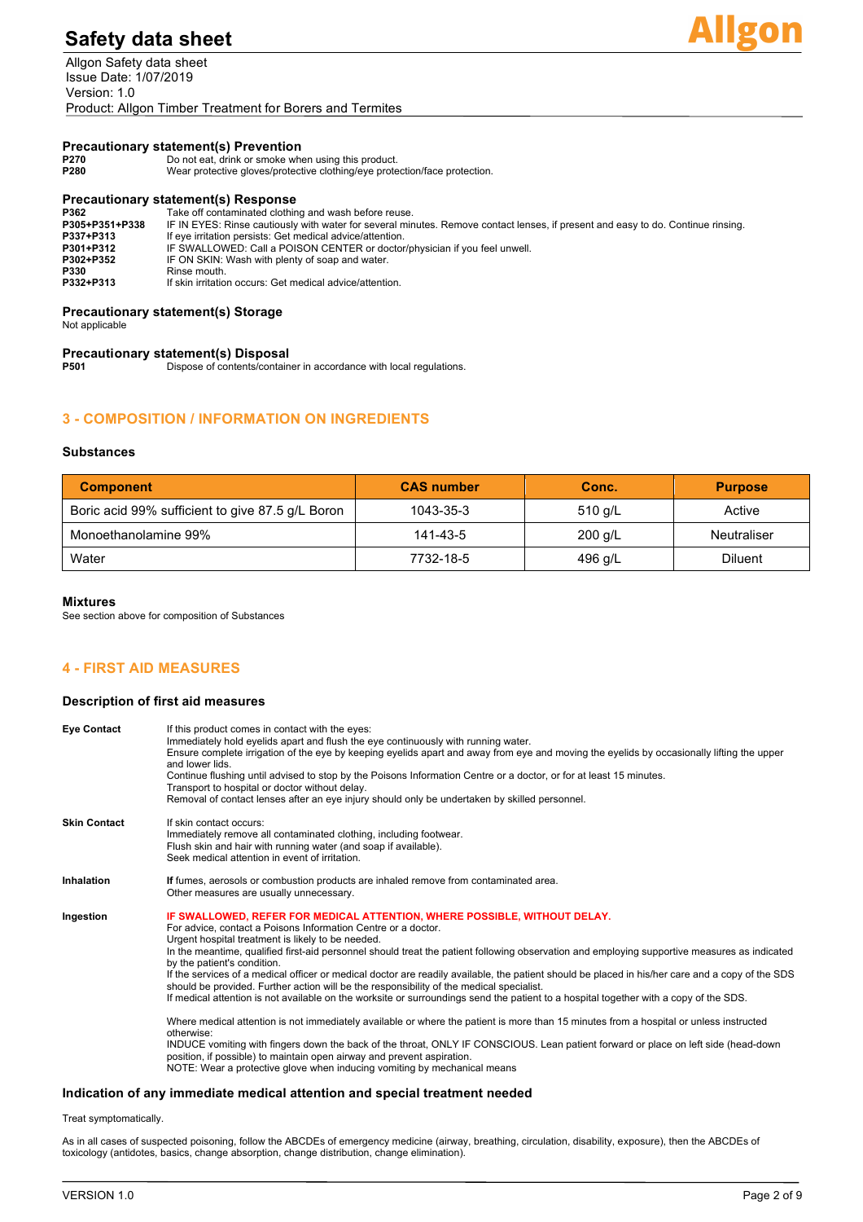### Precautionary statement(s) Prevention

| | |
|---|---|
| **P270** | Do not eat, drink or smoke when using this product. |
| **P280** | Wear protective gloves/protective clothing/eye protection/face protection. |

### Precautionary statement(s) Response

| | |
|---|---|
| **P362** | Take off contaminated clothing and wash before reuse. |
| **P305+P351+P338** | IF IN EYES: Rinse cautiously with water for several minutes. Remove contact lenses, if present and easy to do. Continue rinsing. |
| **P337+P313** | If eye irritation persists: Get medical advice/attention. |
| **P301+P312** | IF SWALLOWED: Call a POISON CENTER or doctor/physician if you feel unwell. |
| **P302+P352** | IF ON SKIN: Wash with plenty of soap and water. |
| **P330** | Rinse mouth. |
| **P332+P313** | If skin irritation occurs: Get medical advice/attention. |

### Precautionary statement(s) Storage

Not applicable

### Precautionary statement(s) Disposal

| | |
|---|---|
| **P501** | Dispose of contents/container in accordance with local regulations. |

## 3 - COMPOSITION / INFORMATION ON INGREDIENTS

### Substances

| Component | CAS number | Conc. | Purpose |
|---|---|---|---|
| Boric acid 99% sufficient to give 87.5 g/L Boron | 1043-35-3 | 510 g/L | Active |
| Monoethanolamine 99% | 141-43-5 | 200 g/L | Neutraliser |
| Water | 7732-18-5 | 496 g/L | Diluent |

### Mixtures

See section above for composition of Substances

## 4 - FIRST AID MEASURES

### Description of first aid measures

**Eye Contact**

If this product comes in contact with the eyes:
Immediately hold eyelids apart and flush the eye continuously with running water.
Ensure complete irrigation of the eye by keeping eyelids apart and away from eye and moving the eyelids by occasionally lifting the upper and lower lids.
Continue flushing until advised to stop by the Poisons Information Centre or a doctor, or for at least 15 minutes.
Transport to hospital or doctor without delay.
Removal of contact lenses after an eye injury should only be undertaken by skilled personnel.

**Skin Contact**

If skin contact occurs:
Immediately remove all contaminated clothing, including footwear.
Flush skin and hair with running water (and soap if available).
Seek medical attention in event of irritation.

**Inhalation**

**If** fumes, aerosols or combustion products are inhaled remove from contaminated area.
Other measures are usually unnecessary.

**Ingestion**

**IF SWALLOWED, REFER FOR MEDICAL ATTENTION, WHERE POSSIBLE, WITHOUT DELAY.**
For advice, contact a Poisons Information Centre or a doctor.
Urgent hospital treatment is likely to be needed.
In the meantime, qualified first-aid personnel should treat the patient following observation and employing supportive measures as indicated by the patient's condition.
If the services of a medical officer or medical doctor are readily available, the patient should be placed in his/her care and a copy of the SDS should be provided. Further action will be the responsibility of the medical specialist.
If medical attention is not available on the worksite or surroundings send the patient to a hospital together with a copy of the SDS.

Where medical attention is not immediately available or where the patient is more than 15 minutes from a hospital or unless instructed otherwise:
INDUCE vomiting with fingers down the back of the throat, ONLY IF CONSCIOUS. Lean patient forward or place on left side (head-down position, if possible) to maintain open airway and prevent aspiration.
NOTE: Wear a protective glove when inducing vomiting by mechanical means

### Indication of any immediate medical attention and special treatment needed

Treat symptomatically.

As in all cases of suspected poisoning, follow the ABCDEs of emergency medicine (airway, breathing, circulation, disability, exposure), then the ABCDEs of toxicology (antidotes, basics, change absorption, change distribution, change elimination).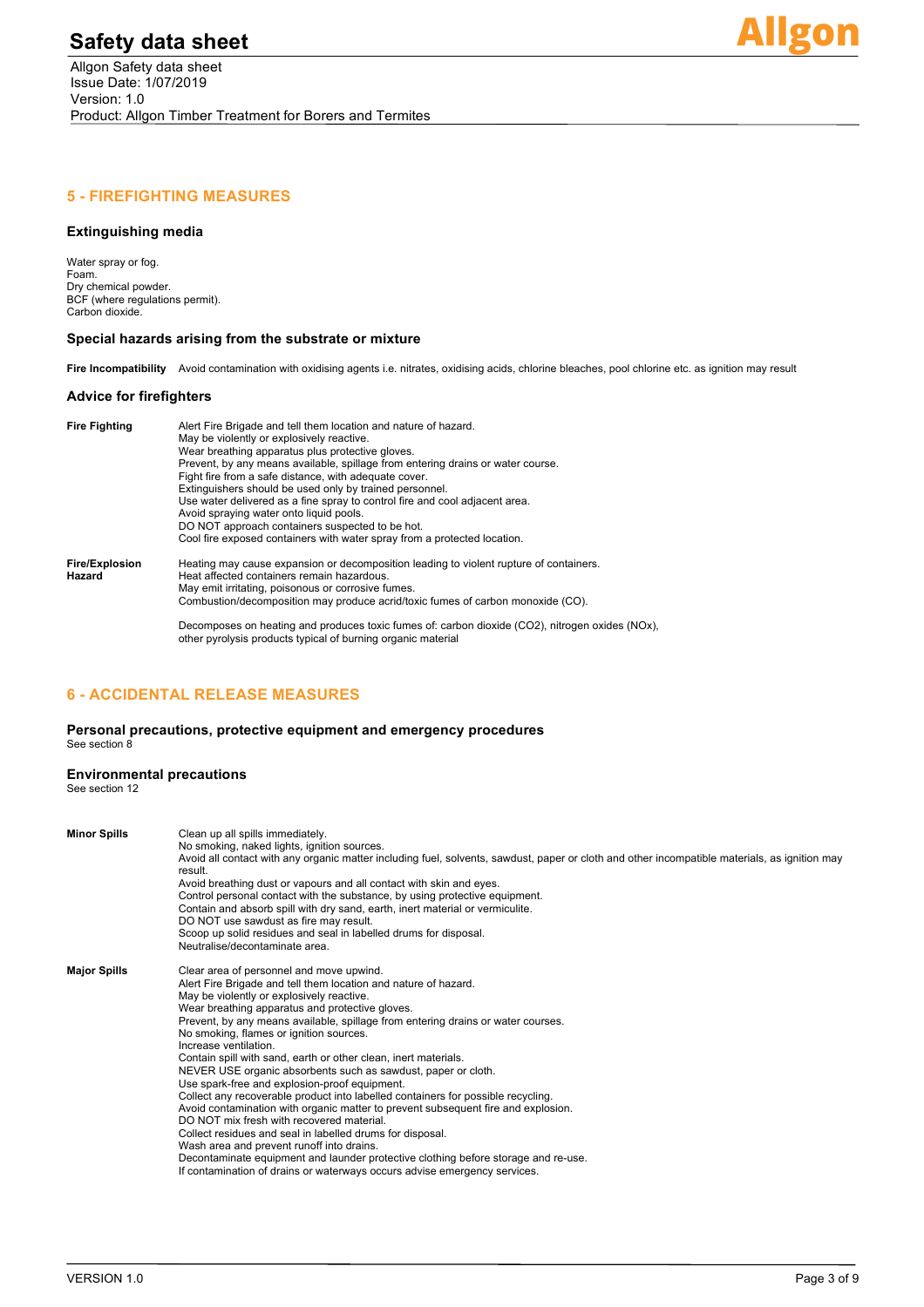## 5 - FIREFIGHTING MEASURES

### Extinguishing media

Water spray or fog.
Foam.
Dry chemical powder.
BCF (where regulations permit).
Carbon dioxide.

### Special hazards arising from the substrate or mixture

**Fire Incompatibility** Avoid contamination with oxidising agents i.e. nitrates, oxidising acids, chlorine bleaches, pool chlorine etc. as ignition may result

### Advice for firefighters

**Fire Fighting**

Alert Fire Brigade and tell them location and nature of hazard.
May be violently or explosively reactive.
Wear breathing apparatus plus protective gloves.
Prevent, by any means available, spillage from entering drains or water course.
Fight fire from a safe distance, with adequate cover.
Extinguishers should be used only by trained personnel.
Use water delivered as a fine spray to control fire and cool adjacent area.
Avoid spraying water onto liquid pools.
DO NOT approach containers suspected to be hot.
Cool fire exposed containers with water spray from a protected location.

**Fire/Explosion Hazard**

Heating may cause expansion or decomposition leading to violent rupture of containers.
Heat affected containers remain hazardous.
May emit irritating, poisonous or corrosive fumes.
Combustion/decomposition may produce acrid/toxic fumes of carbon monoxide (CO).

Decomposes on heating and produces toxic fumes of: carbon dioxide ($CO_2$), nitrogen oxides ($NO_x$), other pyrolysis products typical of burning organic material

## 6 - ACCIDENTAL RELEASE MEASURES

### Personal precautions, protective equipment and emergency procedures

See section 8

### Environmental precautions

See section 12

**Minor Spills**

Clean up all spills immediately.
No smoking, naked lights, ignition sources.
Avoid all contact with any organic matter including fuel, solvents, sawdust, paper or cloth and other incompatible materials, as ignition may result.
Avoid breathing dust or vapours and all contact with skin and eyes.
Control personal contact with the substance, by using protective equipment.
Contain and absorb spill with dry sand, earth, inert material or vermiculite.
DO NOT use sawdust as fire may result.
Scoop up solid residues and seal in labelled drums for disposal.
Neutralise/decontaminate area.

**Major Spills**

Clear area of personnel and move upwind.
Alert Fire Brigade and tell them location and nature of hazard.
May be violently or explosively reactive.
Wear breathing apparatus and protective gloves.
Prevent, by any means available, spillage from entering drains or water courses.
No smoking, flames or ignition sources.
Increase ventilation.
Contain spill with sand, earth or other clean, inert materials.
NEVER USE organic absorbents such as sawdust, paper or cloth.
Use spark-free and explosion-proof equipment.
Collect any recoverable product into labelled containers for possible recycling.
Avoid contamination with organic matter to prevent subsequent fire and explosion.
DO NOT mix fresh with recovered material.
Collect residues and seal in labelled drums for disposal.
Wash area and prevent runoff into drains.
Decontaminate equipment and launder protective clothing before storage and re-use.
If contamination of drains or waterways occurs advise emergency services.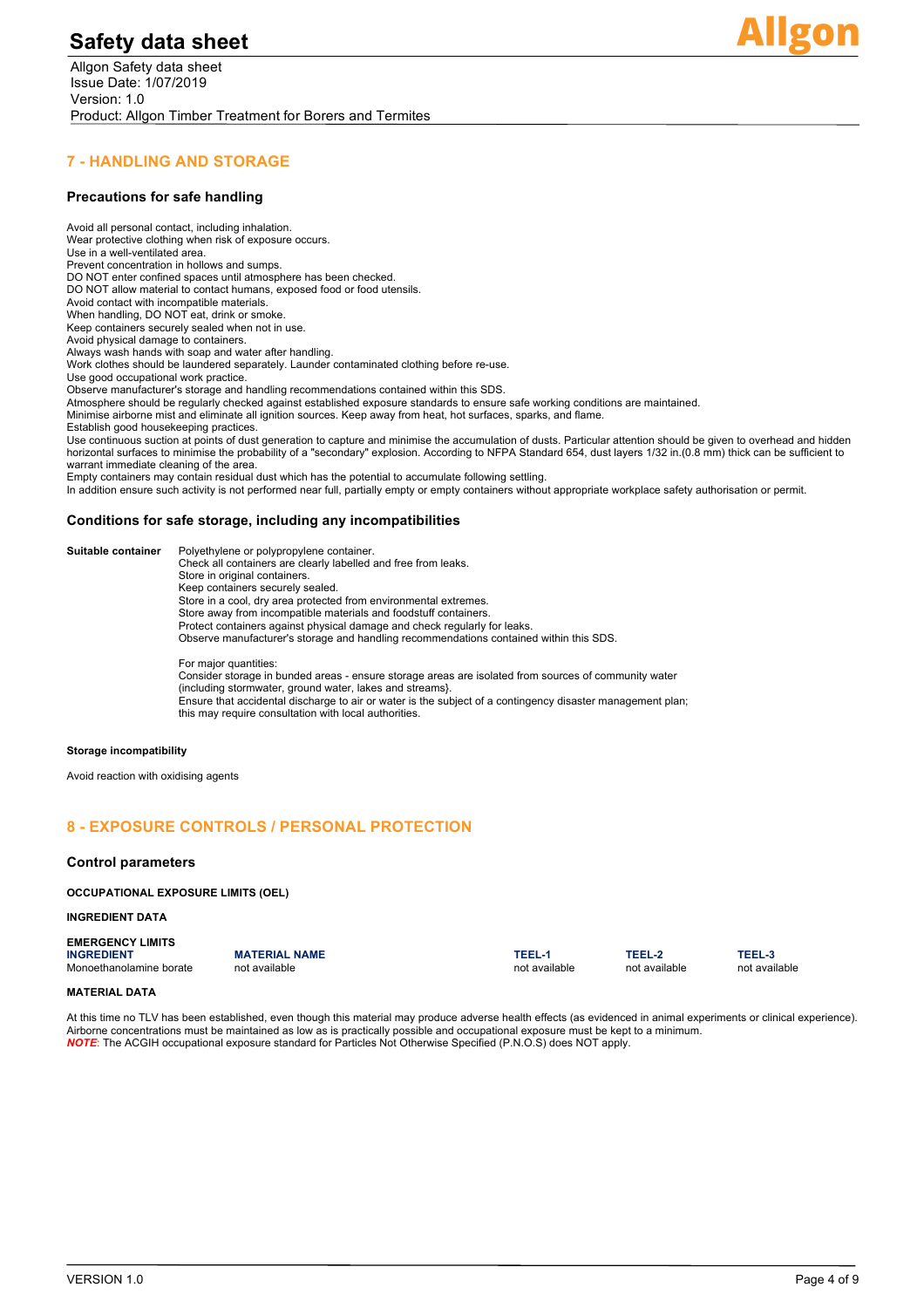## 7 - HANDLING AND STORAGE

### Precautions for safe handling

Avoid all personal contact, including inhalation.
Wear protective clothing when risk of exposure occurs.
Use in a well-ventilated area.
Prevent concentration in hollows and sumps.
DO NOT enter confined spaces until atmosphere has been checked.
DO NOT allow material to contact humans, exposed food or food utensils.
Avoid contact with incompatible materials.
When handling, DO NOT eat, drink or smoke.
Keep containers securely sealed when not in use.
Avoid physical damage to containers.
Always wash hands with soap and water after handling.
Work clothes should be laundered separately. Launder contaminated clothing before re-use.
Use good occupational work practice.
Observe manufacturer's storage and handling recommendations contained within this SDS.
Atmosphere should be regularly checked against established exposure standards to ensure safe working conditions are maintained.
Minimise airborne mist and eliminate all ignition sources. Keep away from heat, hot surfaces, sparks, and flame.
Establish good housekeeping practices.
Use continuous suction at points of dust generation to capture and minimise the accumulation of dusts. Particular attention should be given to overhead and hidden horizontal surfaces to minimise the probability of a "secondary" explosion. According to NFPA Standard 654, dust layers 1/32 in.(0.8 mm) thick can be sufficient to warrant immediate cleaning of the area.
Empty containers may contain residual dust which has the potential to accumulate following settling.
In addition ensure such activity is not performed near full, partially empty or empty containers without appropriate workplace safety authorisation or permit.

### Conditions for safe storage, including any incompatibilities

**Suitable container**

Polyethylene or polypropylene container.
Check all containers are clearly labelled and free from leaks.
Store in original containers.
Keep containers securely sealed.
Store in a cool, dry area protected from environmental extremes.
Store away from incompatible materials and foodstuff containers.
Protect containers against physical damage and check regularly for leaks.
Observe manufacturer's storage and handling recommendations contained within this SDS.

For major quantities:
Consider storage in bunded areas - ensure storage areas are isolated from sources of community water (including stormwater, ground water, lakes and streams}.
Ensure that accidental discharge to air or water is the subject of a contingency disaster management plan; this may require consultation with local authorities.

**Storage incompatibility**

Avoid reaction with oxidising agents

## 8 - EXPOSURE CONTROLS / PERSONAL PROTECTION

### Control parameters

**OCCUPATIONAL EXPOSURE LIMITS (OEL)**

**INGREDIENT DATA**

**EMERGENCY LIMITS**

| INGREDIENT | MATERIAL NAME | TEEL-1 | TEEL-2 | TEEL-3 |
|---|---|---|---|---|
| Monoethanolamine borate | not available | not available | not available | not available |

**MATERIAL DATA**

At this time no TLV has been established, even though this material may produce adverse health effects (as evidenced in animal experiments or clinical experience). Airborne concentrations must be maintained as low as is practically possible and occupational exposure must be kept to a minimum.
***NOTE***: The ACGIH occupational exposure standard for Particles Not Otherwise Specified (P.N.O.S) does NOT apply.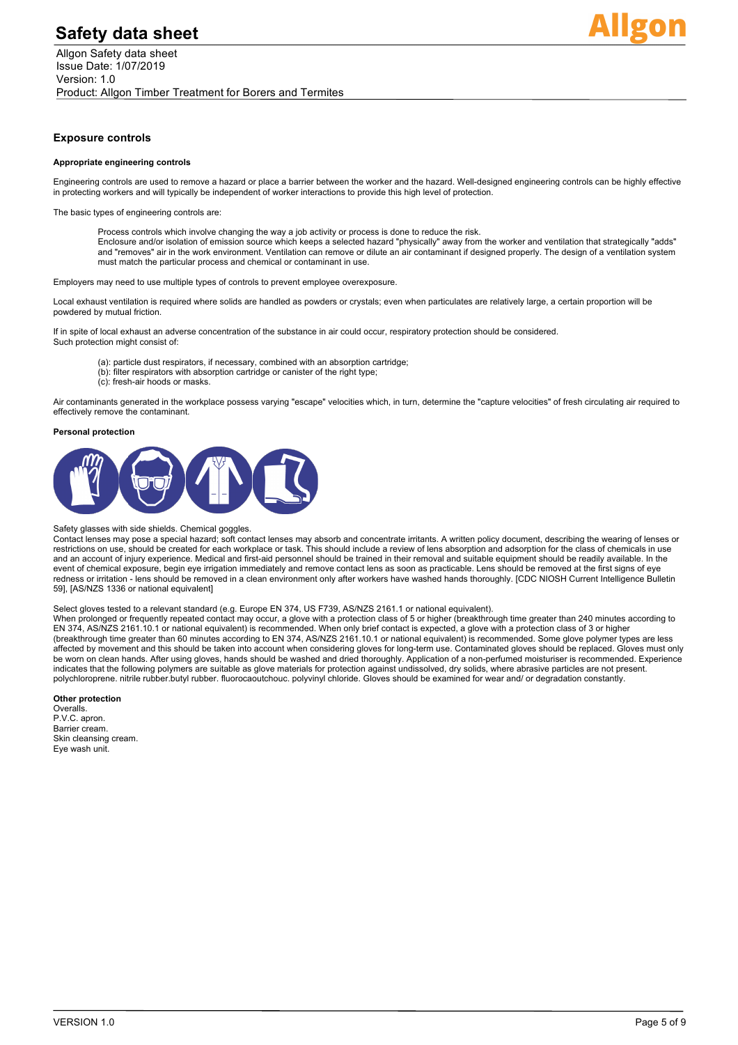## Exposure controls

### Appropriate engineering controls

Engineering controls are used to remove a hazard or place a barrier between the worker and the hazard. Well-designed engineering controls can be highly effective in protecting workers and will typically be independent of worker interactions to provide this high level of protection.

The basic types of engineering controls are:

Process controls which involve changing the way a job activity or process is done to reduce the risk.
Enclosure and/or isolation of emission source which keeps a selected hazard "physically" away from the worker and ventilation that strategically "adds" and "removes" air in the work environment. Ventilation can remove or dilute an air contaminant if designed properly. The design of a ventilation system must match the particular process and chemical or contaminant in use.

Employers may need to use multiple types of controls to prevent employee overexposure.

Local exhaust ventilation is required where solids are handled as powders or crystals; even when particulates are relatively large, a certain proportion will be powdered by mutual friction.

If in spite of local exhaust an adverse concentration of the substance in air could occur, respiratory protection should be considered.
Such protection might consist of:

(a): particle dust respirators, if necessary, combined with an absorption cartridge;
(b): filter respirators with absorption cartridge or canister of the right type;
(c): fresh-air hoods or masks.

Air contaminants generated in the workplace possess varying "escape" velocities which, in turn, determine the "capture velocities" of fresh circulating air required to effectively remove the contaminant.

### Personal protection

Safety glasses with side shields. Chemical goggles.
Contact lenses may pose a special hazard; soft contact lenses may absorb and concentrate irritants. A written policy document, describing the wearing of lenses or restrictions on use, should be created for each workplace or task. This should include a review of lens absorption and adsorption for the class of chemicals in use and an account of injury experience. Medical and first-aid personnel should be trained in their removal and suitable equipment should be readily available. In the event of chemical exposure, begin eye irrigation immediately and remove contact lens as soon as practicable. Lens should be removed at the first signs of eye redness or irritation - lens should be removed in a clean environment only after workers have washed hands thoroughly. [CDC NIOSH Current Intelligence Bulletin 59], [AS/NZS 1336 or national equivalent]

Select gloves tested to a relevant standard (e.g. Europe EN 374, US F739, AS/NZS 2161.1 or national equivalent).
When prolonged or frequently repeated contact may occur, a glove with a protection class of 5 or higher (breakthrough time greater than 240 minutes according to EN 374, AS/NZS 2161.10.1 or national equivalent) is recommended. When only brief contact is expected, a glove with a protection class of 3 or higher (breakthrough time greater than 60 minutes according to EN 374, AS/NZS 2161.10.1 or national equivalent) is recommended. Some glove polymer types are less affected by movement and this should be taken into account when considering gloves for long-term use. Contaminated gloves should be replaced. Gloves must only be worn on clean hands. After using gloves, hands should be washed and dried thoroughly. Application of a non-perfumed moisturiser is recommended. Experience indicates that the following polymers are suitable as glove materials for protection against undissolved, dry solids, where abrasive particles are not present. polychloroprene. nitrile rubber.butyl rubber. fluorocaoutchouc. polyvinyl chloride. Gloves should be examined for wear and/ or degradation constantly.

### Other protection

Overalls.
P.V.C. apron.
Barrier cream.
Skin cleansing cream.
Eye wash unit.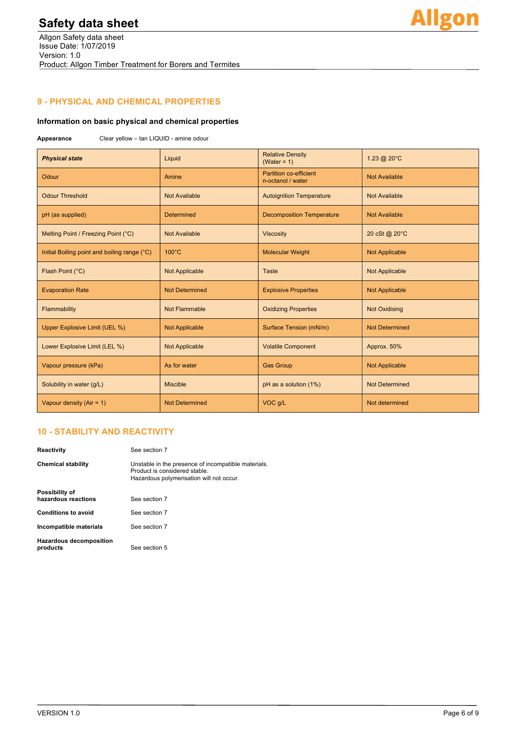## 9 - PHYSICAL AND CHEMICAL PROPERTIES

### Information on basic physical and chemical properties

**Appearance** Clear yellow – tan LIQUID - amine odour

| ***Physical state*** | Liquid | Relative Density (Water = 1) | 1.23 @ 20°C |
|---|---|---|---|
| Odour | Amine | Partition co-efficient n-octanol / water | Not Available |
| Odour Threshold | Not Available | Autoignition Temperature | Not Available |
| pH (as supplied) | Determined | Decomposition Temperature | Not Available |
| Melting Point / Freezing Point (°C) | Not Available | Viscosity | 20 cSt @ 20°C |
| Initial Boiling point and boiling range (°C) | 100°C | Molecular Weight | Not Applicable |
| Flash Point (°C) | Not Applicable | Taste | Not Applicable |
| Evaporation Rate | Not Determined | Explosive Properties | Not Applicable |
| Flammability | Not Flammable | Oxidizing Properties | Not Oxidising |
| Upper Explosive Limit (UEL %) | Not Applicable | Surface Tension (mN/m) | Not Determined |
| Lower Explosive Limit (LEL %) | Not Applicable | Volatile Component | Approx. 50% |
| Vapour pressure (kPa) | As for water | Gas Group | Not Applicable |
| Solubility in water (g/L) | Miscible | pH as a solution (1%) | Not Determined |
| Vapour density (Air = 1) | Not Determined | VOC g/L | Not determined |

## 10 - STABILITY AND REACTIVITY

**Reactivity** See section 7

**Chemical stability** Unstable in the presence of incompatible materials.
Product is considered stable.
Hazardous polymerisation will not occur.

**Possibility of hazardous reactions** See section 7

**Conditions to avoid** See section 7

**Incompatible materials** See section 7

**Hazardous decomposition products** See section 5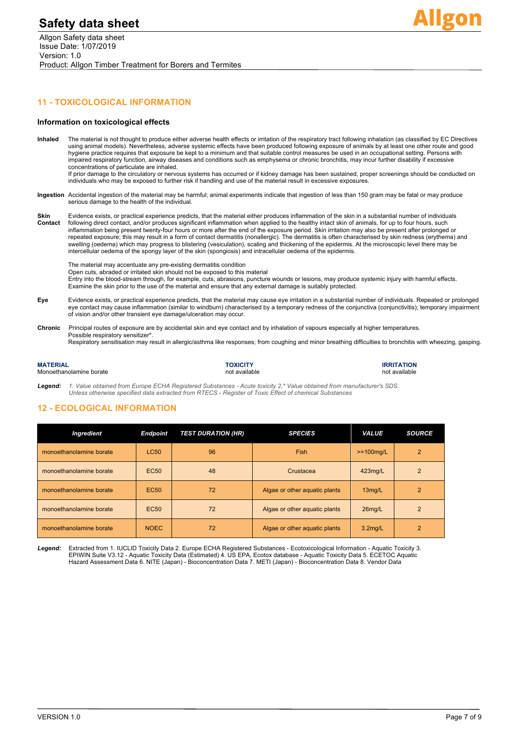## 11 - TOXICOLOGICAL INFORMATION

### Information on toxicological effects

**Inhaled** The material is not thought to produce either adverse health effects or irritation of the respiratory tract following inhalation (as classified by EC Directives using animal models). Nevertheless, adverse systemic effects have been produced following exposure of animals by at least one other route and good hygiene practice requires that exposure be kept to a minimum and that suitable control measures be used in an occupational setting. Persons with impaired respiratory function, airway diseases and conditions such as emphysema or chronic bronchitis, may incur further disability if excessive concentrations of particulate are inhaled.
If prior damage to the circulatory or nervous systems has occurred or if kidney damage has been sustained, proper screenings should be conducted on individuals who may be exposed to further risk if handling and use of the material result in excessive exposures.

**Ingestion** Accidental ingestion of the material may be harmful; animal experiments indicate that ingestion of less than 150 gram may be fatal or may produce serious damage to the health of the individual.

**Skin Contact** Evidence exists, or practical experience predicts, that the material either produces inflammation of the skin in a substantial number of individuals following direct contact, and/or produces significant inflammation when applied to the healthy intact skin of animals, for up to four hours, such inflammation being present twenty-four hours or more after the end of the exposure period. Skin irritation may also be present after prolonged or repeated exposure; this may result in a form of contact dermatitis (nonallergic). The dermatitis is often characterised by skin redness (erythema) and swelling (oedema) which may progress to blistering (vesiculation), scaling and thickening of the epidermis. At the microscopic level there may be intercellular oedema of the spongy layer of the skin (spongiosis) and intracellular oedema of the epidermis.

The material may accentuate any pre-existing dermatitis condition
Open cuts, abraded or irritated skin should not be exposed to this material
Entry into the blood-stream through, for example, cuts, abrasions, puncture wounds or lesions, may produce systemic injury with harmful effects. Examine the skin prior to the use of the material and ensure that any external damage is suitably protected.

**Eye** Evidence exists, or practical experience predicts, that the material may cause eye irritation in a substantial number of individuals. Repeated or prolonged eye contact may cause inflammation (similar to windburn) characterised by a temporary redness of the conjunctiva (conjunctivitis); temporary impairment of vision and/or other transient eye damage/ulceration may occur.

**Chronic** Principal routes of exposure are by accidental skin and eye contact and by inhalation of vapours especially at higher temperatures.
Possible respiratory sensitizer*.
Respiratory sensitisation may result in allergic/asthma like responses; from coughing and minor breathing difficulties to bronchitis with wheezing, gasping.

| MATERIAL | TOXICITY | IRRITATION |
|---|---|---|
| Monoethanolamine borate | not available | not available |

***Legend:*** *1. Value obtained from Europe ECHA Registered Substances - Acute toxicity 2.* Value obtained from manufacturer's SDS. Unless otherwise specified data extracted from RTECS - Register of Toxic Effect of chemical Substances*

## 12 - ECOLOGICAL INFORMATION

| Ingredient | Endpoint | TEST DURATION (HR) | SPECIES | VALUE | SOURCE |
|---|---|---|---|---|---|
| monoethanolamine borate | LC50 | 96 | Fish | >=100mg/L | 2 |
| monoethanolamine borate | EC50 | 48 | Crustacea | 423mg/L | 2 |
| monoethanolamine borate | EC50 | 72 | Algae or other aquatic plants | 13mg/L | 2 |
| monoethanolamine borate | EC50 | 72 | Algae or other aquatic plants | 26mg/L | 2 |
| monoethanolamine borate | NOEC | 72 | Algae or other aquatic plants | 3.2mg/L | 2 |

***Legend:*** Extracted from 1. IUCLID Toxicity Data 2. Europe ECHA Registered Substances - Ecotoxicological Information - Aquatic Toxicity 3. EPIWIN Suite V3.12 - Aquatic Toxicity Data (Estimated) 4. US EPA, Ecotox database - Aquatic Toxicity Data 5. ECETOC Aquatic Hazard Assessment Data 6. NITE (Japan) - Bioconcentration Data 7. METI (Japan) - Bioconcentration Data 8. Vendor Data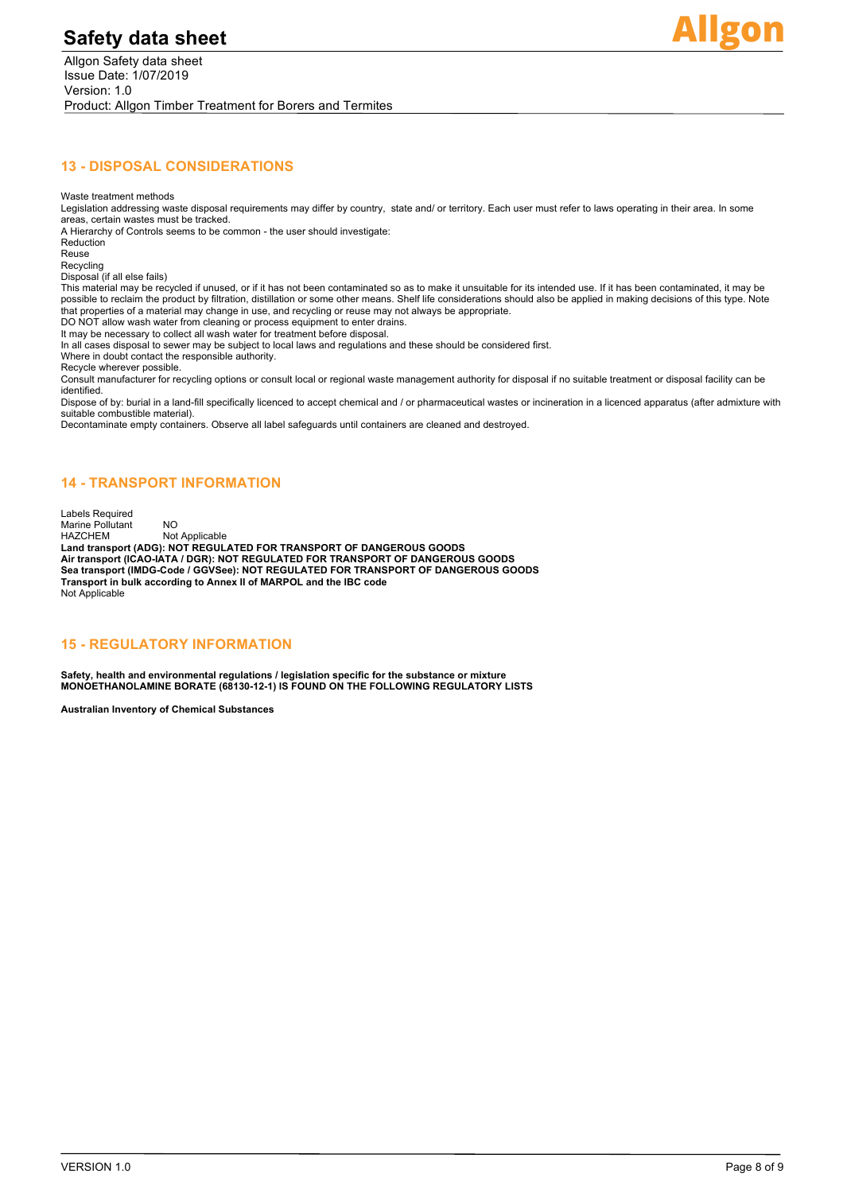## 13 - DISPOSAL CONSIDERATIONS

Waste treatment methods

Legislation addressing waste disposal requirements may differ by country, state and/ or territory. Each user must refer to laws operating in their area. In some areas, certain wastes must be tracked.

A Hierarchy of Controls seems to be common - the user should investigate:

Reduction
Reuse
Recycling
Disposal (if all else fails)

This material may be recycled if unused, or if it has not been contaminated so as to make it unsuitable for its intended use. If it has been contaminated, it may be possible to reclaim the product by filtration, distillation or some other means. Shelf life considerations should also be applied in making decisions of this type. Note that properties of a material may change in use, and recycling or reuse may not always be appropriate.

DO NOT allow wash water from cleaning or process equipment to enter drains.

It may be necessary to collect all wash water for treatment before disposal.

In all cases disposal to sewer may be subject to local laws and regulations and these should be considered first.

Where in doubt contact the responsible authority.

Recycle wherever possible.

Consult manufacturer for recycling options or consult local or regional waste management authority for disposal if no suitable treatment or disposal facility can be identified.

Dispose of by: burial in a land-fill specifically licenced to accept chemical and / or pharmaceutical wastes or incineration in a licenced apparatus (after admixture with suitable combustible material).

Decontaminate empty containers. Observe all label safeguards until containers are cleaned and destroyed.

## 14 - TRANSPORT INFORMATION

Labels Required

| | |
|---|---|
| Marine Pollutant | NO |
| HAZCHEM | Not Applicable |

**Land transport (ADG): NOT REGULATED FOR TRANSPORT OF DANGEROUS GOODS**

**Air transport (ICAO-IATA / DGR): NOT REGULATED FOR TRANSPORT OF DANGEROUS GOODS**

**Sea transport (IMDG-Code / GGVSee): NOT REGULATED FOR TRANSPORT OF DANGEROUS GOODS**

**Transport in bulk according to Annex II of MARPOL and the IBC code**

Not Applicable

## 15 - REGULATORY INFORMATION

**Safety, health and environmental regulations / legislation specific for the substance or mixture**
**MONOETHANOLAMINE BORATE (68130-12-1) IS FOUND ON THE FOLLOWING REGULATORY LISTS**

**Australian Inventory of Chemical Substances**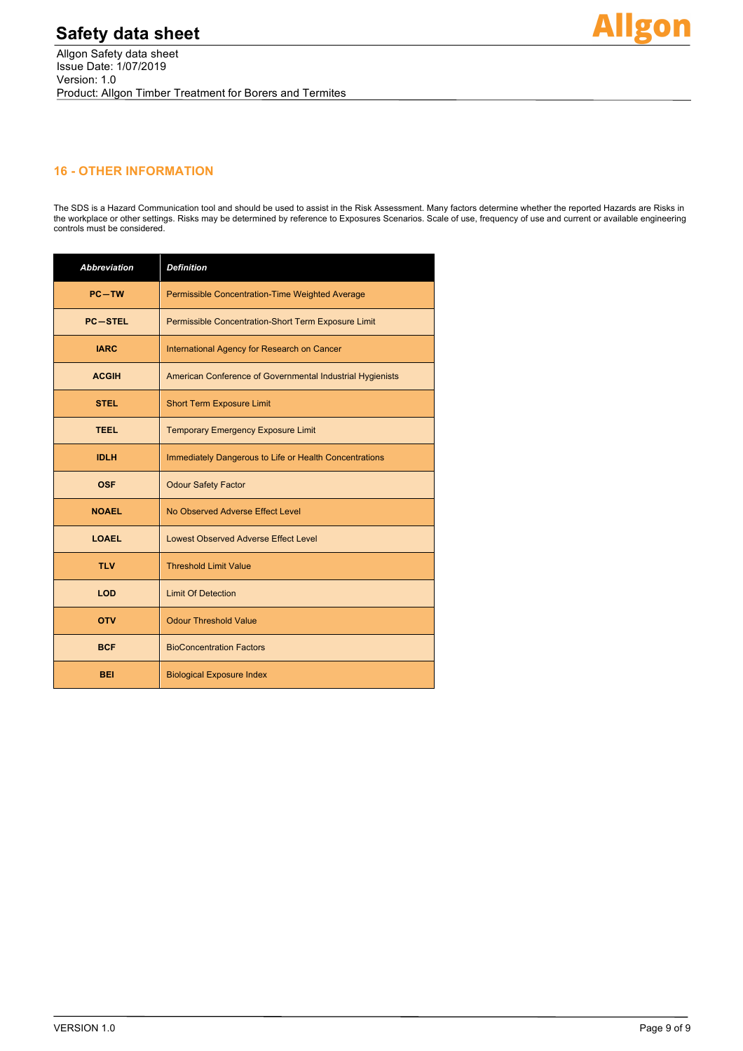## 16 - OTHER INFORMATION

The SDS is a Hazard Communication tool and should be used to assist in the Risk Assessment. Many factors determine whether the reported Hazards are Risks in the workplace or other settings. Risks may be determined by reference to Exposures Scenarios. Scale of use, frequency of use and current or available engineering controls must be considered.

| *Abbreviation* | *Definition* |
|---|---|
| **PC—TW** | Permissible Concentration-Time Weighted Average |
| **PC—STEL** | Permissible Concentration-Short Term Exposure Limit |
| **IARC** | International Agency for Research on Cancer |
| **ACGIH** | American Conference of Governmental Industrial Hygienists |
| **STEL** | Short Term Exposure Limit |
| **TEEL** | Temporary Emergency Exposure Limit |
| **IDLH** | Immediately Dangerous to Life or Health Concentrations |
| **OSF** | Odour Safety Factor |
| **NOAEL** | No Observed Adverse Effect Level |
| **LOAEL** | Lowest Observed Adverse Effect Level |
| **TLV** | Threshold Limit Value |
| **LOD** | Limit Of Detection |
| **OTV** | Odour Threshold Value |
| **BCF** | BioConcentration Factors |
| **BEI** | Biological Exposure Index |